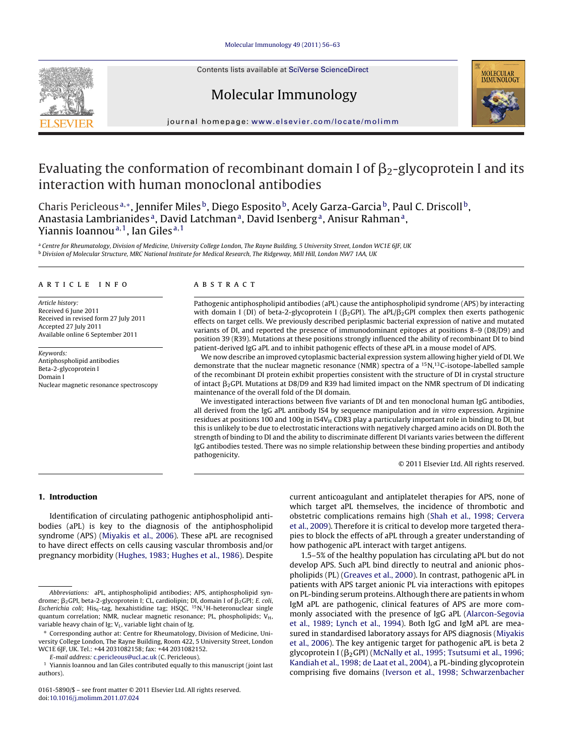# Evaluating the conformation of recombinant domain I of $\beta_2$-glycoprotein I and its interaction with human monoclonal antibodies

Charis Pericleous[a,*], Jennifer Miles[b], Diego Esposito[b], Acely Garza-Garcia[b], Paul C. Driscoll[b], Anastasia Lambrianides[a], David Latchman[a], David Isenberg[a], Anisur Rahman[a], Yiannis Ioannou[a,1], Ian Giles[a,1]

[a] Centre for Rheumatology, Division of Medicine, University College London, The Rayne Building, 5 University Street, London WC1E 6JF, UK
[b] Division of Molecular Structure, MRC National Institute for Medical Research, The Ridgeway, Mill Hill, London NW7 1AA, UK

## ARTICLE INFO

*Article history:*
Received 6 June 2011
Received in revised form 27 July 2011
Accepted 27 July 2011
Available online 6 September 2011

*Keywords:*
Antiphospholipid antibodies
Beta-2-glycoprotein I
Domain I
Nuclear magnetic resonance spectroscopy

## ABSTRACT

Pathogenic antiphospholipid antibodies (aPL) cause the antiphospholipid syndrome (APS) by interacting with domain I (DI) of beta-2-glycoprotein I ($\beta_2$GPI). The aPL/$\beta_2$GPI complex then exerts pathogenic effects on target cells. We previously described periplasmic bacterial expression of native and mutated variants of DI, and reported the presence of immunodominant epitopes at positions 8–9 (D8/D9) and position 39 (R39). Mutations at these positions strongly influenced the ability of recombinant DI to bind patient-derived IgG aPL and to inhibit pathogenic effects of these aPL in a mouse model of APS.

We now describe an improved cytoplasmic bacterial expression system allowing higher yield of DI. We demonstrate that the nuclear magnetic resonance (NMR) spectra of a $^{15}$N,$^{13}$C-isotope-labelled sample of the recombinant DI protein exhibit properties consistent with the structure of DI in crystal structure of intact $\beta_2$GPI. Mutations at D8/D9 and R39 had limited impact on the NMR spectrum of DI indicating maintenance of the overall fold of the DI domain.

We investigated interactions between five variants of DI and ten monoclonal human IgG antibodies, all derived from the IgG aPL antibody IS4 by sequence manipulation and *in vitro* expression. Arginine residues at positions 100 and 100g in IS4V$_H$ CDR3 play a particularly important role in binding to DI, but this is unlikely to be due to electrostatic interactions with negatively charged amino acids on DI. Both the strength of binding to DI and the ability to discriminate different DI variants varies between the different IgG antibodies tested. There was no simple relationship between these binding properties and antibody pathogenicity.

© 2011 Elsevier Ltd. All rights reserved.

## 1. Introduction

Identification of circulating pathogenic antiphospholipid antibodies (aPL) is key to the diagnosis of the antiphospholipid syndrome (APS) (Miyakis et al., 2006). These aPL are recognised to have direct effects on cells causing vascular thrombosis and/or pregnancy morbidity (Hughes, 1983; Hughes et al., 1986). Despite current anticoagulant and antiplatelet therapies for APS, none of which target aPL themselves, the incidence of thrombotic and obstetric complications remains high (Shah et al., 1998; Cervera et al., 2009). Therefore it is critical to develop more targeted therapies to block the effects of aPL through a greater understanding of how pathogenic aPL interact with target antigens.

1.5–5% of the healthy population has circulating aPL but do not develop APS. Such aPL bind directly to neutral and anionic phospholipids (PL) (Greaves et al., 2000). In contrast, pathogenic aPL in patients with APS target anionic PL via interactions with epitopes on PL-binding serum proteins. Although there are patients in whom IgM aPL are pathogenic, clinical features of APS are more commonly associated with the presence of IgG aPL (Alarcon-Segovia et al., 1989; Lynch et al., 1994). Both IgG and IgM aPL are measured in standardised laboratory assays for APS diagnosis (Miyakis et al., 2006). The key antigenic target for pathogenic aPL is beta 2 glycoprotein I ($\beta_2$GPI) (McNally et al., 1995; Tsutsumi et al., 1996; Kandiah et al., 1998; de Laat et al., 2004), a PL-binding glycoprotein comprising five domains (Iverson et al., 1998; Schwarzenbacher

---

*Abbreviations:* aPL, antiphospholipid antibodies; APS, antiphospholipid syndrome; $\beta_2$GPI, beta-2-glycoprotein I; CL, cardiolipin; DI, domain I of $\beta_2$GPI; *E. coli*, *Escherichia coli*; His$_6$-tag, hexahistidine tag; HSQC, $^{15}$N,$^1$H-heteronuclear single quantum correlation; NMR, nuclear magnetic resonance; PL, phospholipids; V$_H$, variable heavy chain of Ig; V$_L$, variable light chain of Ig.

* Corresponding author at: Centre for Rheumatology, Division of Medicine, University College London, The Rayne Building, Room 422, 5 University Street, London WC1E 6JF, UK. Tel.: +44 2031082158; fax: +44 2031082152.
E-mail address: c.pericleous@ucl.ac.uk (C. Pericleous).

[1] Yiannis Ioannou and Ian Giles contributed equally to this manuscript (joint last authors).

0161-5890/$ – see front matter © 2011 Elsevier Ltd. All rights reserved.
doi:10.1016/j.molimm.2011.07.024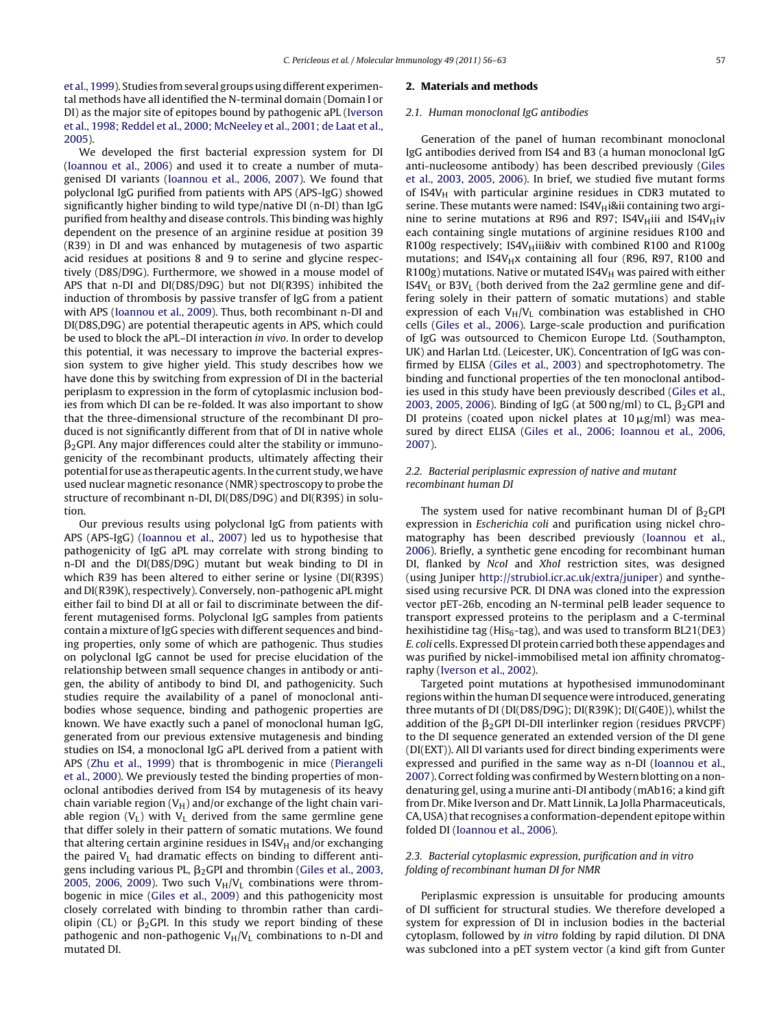et al., 1999). Studies from several groups using different experimental methods have all identified the N-terminal domain (Domain I or DI) as the major site of epitopes bound by pathogenic aPL (Iverson et al., 1998; Reddel et al., 2000; McNeeley et al., 2001; de Laat et al., 2005).

We developed the first bacterial expression system for DI (Ioannou et al., 2006) and used it to create a number of mutagenised DI variants (Ioannou et al., 2006, 2007). We found that polyclonal IgG purified from patients with APS (APS-IgG) showed significantly higher binding to wild type/native DI (n-DI) than IgG purified from healthy and disease controls. This binding was highly dependent on the presence of an arginine residue at position 39 (R39) in DI and was enhanced by mutagenesis of two aspartic acid residues at positions 8 and 9 to serine and glycine respectively (D8S/D9G). Furthermore, we showed in a mouse model of APS that n-DI and DI(D8S/D9G) but not DI(R39S) inhibited the induction of thrombosis by passive transfer of IgG from a patient with APS (Ioannou et al., 2009). Thus, both recombinant n-DI and DI(D8S,D9G) are potential therapeutic agents in APS, which could be used to block the aPL–DI interaction *in vivo*. In order to develop this potential, it was necessary to improve the bacterial expression system to give higher yield. This study describes how we have done this by switching from expression of DI in the bacterial periplasm to expression in the form of cytoplasmic inclusion bodies from which DI can be re-folded. It was also important to show that the three-dimensional structure of the recombinant DI produced is not significantly different from that of DI in native whole $\beta_2$GPI. Any major differences could alter the stability or immunogenicity of the recombinant products, ultimately affecting their potential for use as therapeutic agents. In the current study, we have used nuclear magnetic resonance (NMR) spectroscopy to probe the structure of recombinant n-DI, DI(D8S/D9G) and DI(R39S) in solution.

Our previous results using polyclonal IgG from patients with APS (APS-IgG) (Ioannou et al., 2007) led us to hypothesise that pathogenicity of IgG aPL may correlate with strong binding to n-DI and the DI(D8S/D9G) mutant but weak binding to DI in which R39 has been altered to either serine or lysine (DI(R39S) and DI(R39K), respectively). Conversely, non-pathogenic aPL might either fail to bind DI at all or fail to discriminate between the different mutagenised forms. Polyclonal IgG samples from patients contain a mixture of IgG species with different sequences and binding properties, only some of which are pathogenic. Thus studies on polyclonal IgG cannot be used for precise elucidation of the relationship between small sequence changes in antibody or antigen, the ability of antibody to bind DI, and pathogenicity. Such studies require the availability of a panel of monoclonal antibodies whose sequence, binding and pathogenic properties are known. We have exactly such a panel of monoclonal human IgG, generated from our previous extensive mutagenesis and binding studies on IS4, a monoclonal IgG aPL derived from a patient with APS (Zhu et al., 1999) that is thrombogenic in mice (Pierangeli et al., 2000). We previously tested the binding properties of monoclonal antibodies derived from IS4 by mutagenesis of its heavy chain variable region ($V_H$) and/or exchange of the light chain variable region ($V_L$) with $V_L$ derived from the same germline gene that differ solely in their pattern of somatic mutations. We found that altering certain arginine residues in IS4$V_H$ and/or exchanging the paired $V_L$ had dramatic effects on binding to different antigens including various PL, $\beta_2$GPI and thrombin (Giles et al., 2003, 2005, 2006, 2009). Two such $V_H$/$V_L$ combinations were thrombogenic in mice (Giles et al., 2009) and this pathogenicity most closely correlated with binding to thrombin rather than cardiolipin (CL) or $\beta_2$GPI. In this study we report binding of these pathogenic and non-pathogenic $V_H$/$V_L$ combinations to n-DI and mutated DI.

## 2. Materials and methods

### 2.1. Human monoclonal IgG antibodies

Generation of the panel of human recombinant monoclonal IgG antibodies derived from IS4 and B3 (a human monoclonal IgG anti-nucleosome antibody) has been described previously (Giles et al., 2003, 2005, 2006). In brief, we studied five mutant forms of IS4$V_H$ with particular arginine residues in CDR3 mutated to serine. These mutants were named: IS4$V_H$i&ii containing two arginine to serine mutations at R96 and R97; IS4$V_H$iii and IS4$V_H$iv each containing single mutations of arginine residues R100 and R100g respectively; IS4$V_H$iii&iv with combined R100 and R100g mutations; and IS4$V_H$x containing all four (R96, R97, R100 and R100g) mutations. Native or mutated IS4$V_H$ was paired with either IS4$V_L$ or B3$V_L$ (both derived from the 2a2 germline gene and differing solely in their pattern of somatic mutations) and stable expression of each $V_H$/$V_L$ combination was established in CHO cells (Giles et al., 2006). Large-scale production and purification of IgG was outsourced to Chemicon Europe Ltd. (Southampton, UK) and Harlan Ltd. (Leicester, UK). Concentration of IgG was confirmed by ELISA (Giles et al., 2003) and spectrophotometry. The binding and functional properties of the ten monoclonal antibodies used in this study have been previously described (Giles et al., 2003, 2005, 2006). Binding of IgG (at 500 ng/ml) to CL, $\beta_2$GPI and DI proteins (coated upon nickel plates at 10 μg/ml) was measured by direct ELISA (Giles et al., 2006; Ioannou et al., 2006, 2007).

### 2.2. Bacterial periplasmic expression of native and mutant recombinant human DI

The system used for native recombinant human DI of $\beta_2$GPI expression in *Escherichia coli* and purification using nickel chromatography has been described previously (Ioannou et al., 2006). Briefly, a synthetic gene encoding for recombinant human DI, flanked by *NcoI* and *XhoI* restriction sites, was designed (using Juniper http://strubiol.icr.ac.uk/extra/juniper) and synthesised using recursive PCR. DI DNA was cloned into the expression vector pET-26b, encoding an N-terminal pelB leader sequence to transport expressed proteins to the periplasm and a C-terminal hexihistidine tag (His$_6$-tag), and was used to transform BL21(DE3) *E. coli* cells. Expressed DI protein carried both these appendages and was purified by nickel-immobilised metal ion affinity chromatography (Iverson et al., 2002).

Targeted point mutations at hypothesised immunodominant regions within the human DI sequence were introduced, generating three mutants of DI (DI(D8S/D9G); DI(R39K); DI(G40E)), whilst the addition of the $\beta_2$GPI DI-DII interlinker region (residues PRVCPF) to the DI sequence generated an extended version of the DI gene (DI(EXT)). All DI variants used for direct binding experiments were expressed and purified in the same way as n-DI (Ioannou et al., 2007). Correct folding was confirmed by Western blotting on a non-denaturing gel, using a murine anti-DI antibody (mAb16; a kind gift from Dr. Mike Iverson and Dr. Matt Linnik, La Jolla Pharmaceuticals, CA, USA) that recognises a conformation-dependent epitope within folded DI (Ioannou et al., 2006).

### 2.3. Bacterial cytoplasmic expression, purification and in vitro folding of recombinant human DI for NMR

Periplasmic expression is unsuitable for producing amounts of DI sufficient for structural studies. We therefore developed a system for expression of DI in inclusion bodies in the bacterial cytoplasm, followed by *in vitro* folding by rapid dilution. DI DNA was subcloned into a pET system vector (a kind gift from Gunter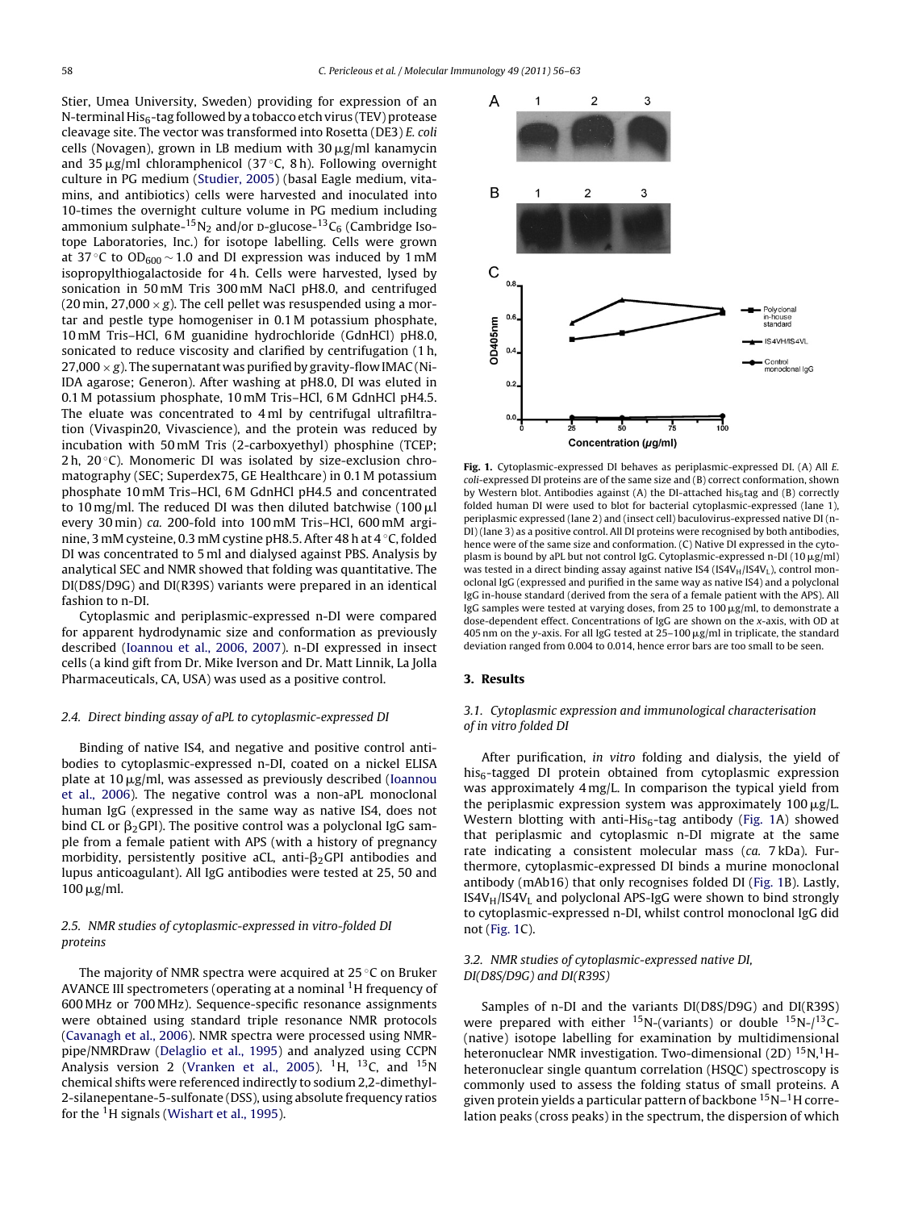Stier, Umea University, Sweden) providing for expression of an N-terminal $His_6$-tag followed by a tobacco etch virus (TEV) protease cleavage site. The vector was transformed into Rosetta (DE3) *E. coli* cells (Novagen), grown in LB medium with 30 μg/ml kanamycin and 35 μg/ml chloramphenicol (37 °C, 8 h). Following overnight culture in PG medium (Studier, 2005) (basal Eagle medium, vitamins, and antibiotics) cells were harvested and inoculated into 10-times the overnight culture volume in PG medium including ammonium sulphate-$^{15}N_2$ and/or D-glucose-$^{13}C_6$ (Cambridge Isotope Laboratories, Inc.) for isotope labelling. Cells were grown at 37 °C to $OD_{600} \sim 1.0$ and DI expression was induced by 1 mM isopropylthiogalactoside for 4 h. Cells were harvested, lysed by sonication in 50 mM Tris 300 mM NaCl pH8.0, and centrifuged (20 min, 27,000 × *g*). The cell pellet was resuspended using a mortar and pestle type homogeniser in 0.1 M potassium phosphate, 10 mM Tris–HCl, 6 M guanidine hydrochloride (GdnHCl) pH8.0, sonicated to reduce viscosity and clarified by centrifugation (1 h, 27,000 × *g*). The supernatant was purified by gravity-flow IMAC (Ni-IDA agarose; Generon). After washing at pH8.0, DI was eluted in 0.1 M potassium phosphate, 10 mM Tris–HCl, 6 M GdnHCl pH4.5. The eluate was concentrated to 4 ml by centrifugal ultrafiltration (Vivaspin20, Vivascience), and the protein was reduced by incubation with 50 mM Tris (2-carboxyethyl) phosphine (TCEP; 2 h, 20 °C). Monomeric DI was isolated by size-exclusion chromatography (SEC; Superdex75, GE Healthcare) in 0.1 M potassium phosphate 10 mM Tris–HCl, 6 M GdnHCl pH4.5 and concentrated to 10 mg/ml. The reduced DI was then diluted batchwise (100 μl every 30 min) *ca.* 200-fold into 100 mM Tris–HCl, 600 mM arginine, 3 mM cysteine, 0.3 mM cystine pH8.5. After 48 h at 4 °C, folded DI was concentrated to 5 ml and dialysed against PBS. Analysis by analytical SEC and NMR showed that folding was quantitative. The DI(D8S/D9G) and DI(R39S) variants were prepared in an identical fashion to n-DI.

Cytoplasmic and periplasmic-expressed n-DI were compared for apparent hydrodynamic size and conformation as previously described (Ioannou et al., 2006, 2007). n-DI expressed in insect cells (a kind gift from Dr. Mike Iverson and Dr. Matt Linnik, La Jolla Pharmaceuticals, CA, USA) was used as a positive control.

### 2.4. Direct binding assay of aPL to cytoplasmic-expressed DI

Binding of native IS4, and negative and positive control antibodies to cytoplasmic-expressed n-DI, coated on a nickel ELISA plate at 10 μg/ml, was assessed as previously described (Ioannou et al., 2006). The negative control was a non-aPL monoclonal human IgG (expressed in the same way as native IS4, does not bind CL or $\beta_2$GPI). The positive control was a polyclonal IgG sample from a female patient with APS (with a history of pregnancy morbidity, persistently positive aCL, anti-$\beta_2$GPI antibodies and lupus anticoagulant). All IgG antibodies were tested at 25, 50 and 100 μg/ml.

### 2.5. NMR studies of cytoplasmic-expressed in vitro-folded DI proteins

The majority of NMR spectra were acquired at 25 °C on Bruker AVANCE III spectrometers (operating at a nominal $^1$H frequency of 600 MHz or 700 MHz). Sequence-specific resonance assignments were obtained using standard triple resonance NMR protocols (Cavanagh et al., 2006). NMR spectra were processed using NMRpipe/NMRDraw (Delaglio et al., 1995) and analyzed using CCPN Analysis version 2 (Vranken et al., 2005). $^1$H, $^{13}$C, and $^{15}$N chemical shifts were referenced indirectly to sodium 2,2-dimethyl-2-silanepentane-5-sulfonate (DSS), using absolute frequency ratios for the $^1$H signals (Wishart et al., 1995).

**Fig. 1.** Cytoplasmic-expressed DI behaves as periplasmic-expressed DI. (A) All *E. coli*-expressed DI proteins are of the same size and (B) correct conformation, shown by Western blot. Antibodies against (A) the DI-attached $his_6$tag and (B) correctly folded human DI were used to blot for bacterial cytoplasmic-expressed (lane 1), periplasmic expressed (lane 2) and (insect cell) baculovirus-expressed native DI (n-DI) (lane 3) as a positive control. All DI proteins were recognised by both antibodies, hence were of the same size and conformation. (C) Native DI expressed in the cytoplasm is bound by aPL but not control IgG. Cytoplasmic-expressed n-DI (10 μg/ml) was tested in a direct binding assay against native IS4 ($IS4V_H/IS4V_L$), control monoclonal IgG (expressed and purified in the same way as native IS4) and a polyclonal IgG in-house standard (derived from the sera of a female patient with the APS). All IgG samples were tested at varying doses, from 25 to 100 μg/ml, to demonstrate a dose-dependent effect. Concentrations of IgG are shown on the *x*-axis, with OD at 405 nm on the *y*-axis. For all IgG tested at 25–100 μg/ml in triplicate, the standard deviation ranged from 0.004 to 0.014, hence error bars are too small to be seen.

## 3. Results

### 3.1. Cytoplasmic expression and immunological characterisation of in vitro folded DI

After purification, *in vitro* folding and dialysis, the yield of $his_6$-tagged DI protein obtained from cytoplasmic expression was approximately 4 mg/L. In comparison the typical yield from the periplasmic expression system was approximately 100 μg/L. Western blotting with anti-$His_6$-tag antibody (Fig. 1A) showed that periplasmic and cytoplasmic n-DI migrate at the same rate indicating a consistent molecular mass (*ca.* 7 kDa). Furthermore, cytoplasmic-expressed DI binds a murine monoclonal antibody (mAb16) that only recognises folded DI (Fig. 1B). Lastly, $IS4V_H/IS4V_L$ and polyclonal APS-IgG were shown to bind strongly to cytoplasmic-expressed n-DI, whilst control monoclonal IgG did not (Fig. 1C).

### 3.2. NMR studies of cytoplasmic-expressed native DI, DI(D8S/D9G) and DI(R39S)

Samples of n-DI and the variants DI(D8S/D9G) and DI(R39S) were prepared with either $^{15}$N-(variants) or double $^{15}$N-/$^{13}$C-(native) isotope labelling for examination by multidimensional heteronuclear NMR investigation. Two-dimensional (2D) $^{15}$N,$^1$H-heteronuclear single quantum correlation (HSQC) spectroscopy is commonly used to assess the folding status of small proteins. A given protein yields a particular pattern of backbone $^{15}$N–$^1$H correlation peaks (cross peaks) in the spectrum, the dispersion of which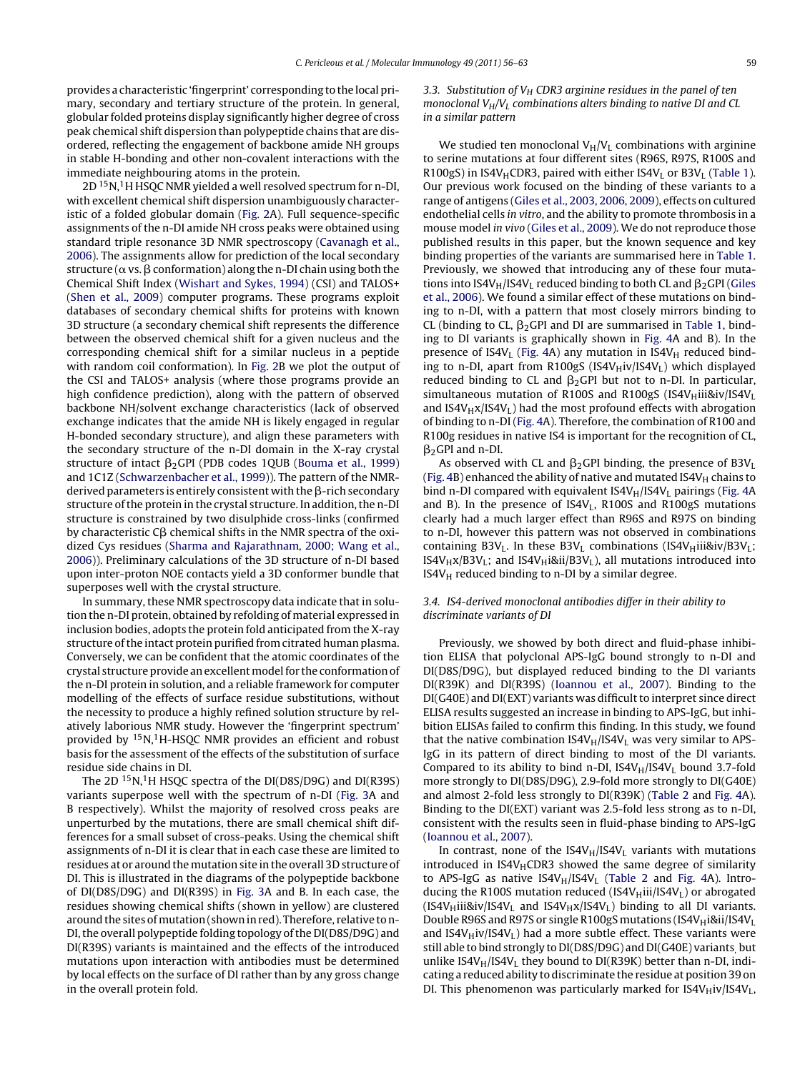provides a characteristic 'fingerprint' corresponding to the local primary, secondary and tertiary structure of the protein. In general, globular folded proteins display significantly higher degree of cross peak chemical shift dispersion than polypeptide chains that are disordered, reflecting the engagement of backbone amide NH groups in stable H-bonding and other non-covalent interactions with the immediate neighbouring atoms in the protein.

2D $^{15}$N,$^{1}$H HSQC NMR yielded a well resolved spectrum for n-DI, with excellent chemical shift dispersion unambiguously characteristic of a folded globular domain (Fig. 2A). Full sequence-specific assignments of the n-DI amide NH cross peaks were obtained using standard triple resonance 3D NMR spectroscopy (Cavanagh et al., 2006). The assignments allow for prediction of the local secondary structure (α vs. β conformation) along the n-DI chain using both the Chemical Shift Index (Wishart and Sykes, 1994) (CSI) and TALOS+ (Shen et al., 2009) computer programs. These programs exploit databases of secondary chemical shifts for proteins with known 3D structure (a secondary chemical shift represents the difference between the observed chemical shift for a given nucleus and the corresponding chemical shift for a similar nucleus in a peptide with random coil conformation). In Fig. 2B we plot the output of the CSI and TALOS+ analysis (where those programs provide an high confidence prediction), along with the pattern of observed backbone NH/solvent exchange characteristics (lack of observed exchange indicates that the amide NH is likely engaged in regular H-bonded secondary structure), and align these parameters with the secondary structure of the n-DI domain in the X-ray crystal structure of intact β$_2$GPI (PDB codes 1QUB (Bouma et al., 1999) and 1C1Z (Schwarzenbacher et al., 1999)). The pattern of the NMR-derived parameters is entirely consistent with the β-rich secondary structure of the protein in the crystal structure. In addition, the n-DI structure is constrained by two disulphide cross-links (confirmed by characteristic Cβ chemical shifts in the NMR spectra of the oxidized Cys residues (Sharma and Rajarathnam, 2000; Wang et al., 2006)). Preliminary calculations of the 3D structure of n-DI based upon inter-proton NOE contacts yield a 3D conformer bundle that superposes well with the crystal structure.

In summary, these NMR spectroscopy data indicate that in solution the n-DI protein, obtained by refolding of material expressed in inclusion bodies, adopts the protein fold anticipated from the X-ray structure of the intact protein purified from citrated human plasma. Conversely, we can be confident that the atomic coordinates of the crystal structure provide an excellent model for the conformation of the n-DI protein in solution, and a reliable framework for computer modelling of the effects of surface residue substitutions, without the necessity to produce a highly refined solution structure by relatively laborious NMR study. However the 'fingerprint spectrum' provided by $^{15}$N,$^{1}$H-HSQC NMR provides an efficient and robust basis for the assessment of the effects of the substitution of surface residue side chains in DI.

The 2D $^{15}$N,$^{1}$H HSQC spectra of the DI(D8S/D9G) and DI(R39S) variants superpose well with the spectrum of n-DI (Fig. 3A and B respectively). Whilst the majority of resolved cross peaks are unperturbed by the mutations, there are small chemical shift differences for a small subset of cross-peaks. Using the chemical shift assignments of n-DI it is clear that in each case these are limited to residues at or around the mutation site in the overall 3D structure of DI. This is illustrated in the diagrams of the polypeptide backbone of DI(D8S/D9G) and DI(R39S) in Fig. 3A and B. In each case, the residues showing chemical shifts (shown in yellow) are clustered around the sites of mutation (shown in red). Therefore, relative to n-DI, the overall polypeptide folding topology of the DI(D8S/D9G) and DI(R39S) variants is maintained and the effects of the introduced mutations upon interaction with antibodies must be determined by local effects on the surface of DI rather than by any gross change in the overall protein fold.

### 3.3. Substitution of $V_H$ CDR3 arginine residues in the panel of ten monoclonal $V_H$/$V_L$ combinations alters binding to native DI and CL in a similar pattern

We studied ten monoclonal $V_H$/$V_L$ combinations with arginine to serine mutations at four different sites (R96S, R97S, R100S and R100gS) in IS4$V_H$CDR3, paired with either IS4$V_L$ or B3$V_L$ (Table 1). Our previous work focused on the binding of these variants to a range of antigens (Giles et al., 2003, 2006, 2009), effects on cultured endothelial cells *in vitro*, and the ability to promote thrombosis in a mouse model *in vivo* (Giles et al., 2009). We do not reproduce those published results in this paper, but the known sequence and key binding properties of the variants are summarised here in Table 1. Previously, we showed that introducing any of these four mutations into IS4$V_H$/IS4$V_L$ reduced binding to both CL and β$_2$GPI (Giles et al., 2006). We found a similar effect of these mutations on binding to n-DI, with a pattern that most closely mirrors binding to CL (binding to CL, β$_2$GPI and DI are summarised in Table 1, binding to DI variants is graphically shown in Fig. 4A and B). In the presence of IS4$V_L$ (Fig. 4A) any mutation in IS4$V_H$ reduced binding to n-DI, apart from R100gS (IS4$V_H$iv/IS4$V_L$) which displayed reduced binding to CL and β$_2$GPI but not to n-DI. In particular, simultaneous mutation of R100S and R100gS (IS4$V_H$iii&iv/IS4$V_L$ and IS4$V_H$x/IS4$V_L$) had the most profound effects with abrogation of binding to n-DI (Fig. 4A). Therefore, the combination of R100 and R100g residues in native IS4 is important for the recognition of CL, β$_2$GPI and n-DI.

As observed with CL and β$_2$GPI binding, the presence of B3$V_L$ (Fig. 4B) enhanced the ability of native and mutated IS4$V_H$ chains to bind n-DI compared with equivalent IS4$V_H$/IS4$V_L$ pairings (Fig. 4A and B). In the presence of IS4$V_L$, R100S and R100gS mutations clearly had a much larger effect than R96S and R97S on binding to n-DI, however this pattern was not observed in combinations containing B3$V_L$. In these B3$V_L$ combinations (IS4$V_H$iii&iv/B3$V_L$; IS4$V_H$x/B3$V_L$; and IS4$V_H$i&ii/B3$V_L$), all mutations introduced into IS4$V_H$ reduced binding to n-DI by a similar degree.

### 3.4. IS4-derived monoclonal antibodies differ in their ability to discriminate variants of DI

Previously, we showed by both direct and fluid-phase inhibition ELISA that polyclonal APS-IgG bound strongly to n-DI and DI(D8S/D9G), but displayed reduced binding to the DI variants DI(R39K) and DI(R39S) (Ioannou et al., 2007). Binding to the DI(G40E) and DI(EXT) variants was difficult to interpret since direct ELISA results suggested an increase in binding to APS-IgG, but inhibition ELISAs failed to confirm this finding. In this study, we found that the native combination IS4$V_H$/IS4$V_L$ was very similar to APS-IgG in its pattern of direct binding to most of the DI variants. Compared to its ability to bind n-DI, IS4$V_H$/IS4$V_L$ bound 3.7-fold more strongly to DI(D8S/D9G), 2.9-fold more strongly to DI(G40E) and almost 2-fold less strongly to DI(R39K) (Table 2 and Fig. 4A). Binding to the DI(EXT) variant was 2.5-fold less strong as to n-DI, consistent with the results seen in fluid-phase binding to APS-IgG (Ioannou et al., 2007).

In contrast, none of the IS4$V_H$/IS4$V_L$ variants with mutations introduced in IS4$V_H$CDR3 showed the same degree of similarity to APS-IgG as native IS4$V_H$/IS4$V_L$ (Table 2 and Fig. 4A). Introducing the R100S mutation reduced (IS4$V_H$iii/IS4$V_L$) or abrogated (IS4$V_H$iii&iv/IS4$V_L$ and IS4$V_H$x/IS4$V_L$) binding to all DI variants. Double R96S and R97S or single R100gS mutations (IS4$V_H$i&ii/IS4$V_L$ and IS4$V_H$iv/IS4$V_L$) had a more subtle effect. These variants were still able to bind strongly to DI(D8S/D9G) and DI(G40E) variants, but unlike IS4$V_H$/IS4$V_L$ they bound to DI(R39K) better than n-DI, indicating a reduced ability to discriminate the residue at position 39 on DI. This phenomenon was particularly marked for IS4$V_H$iv/IS4$V_L$,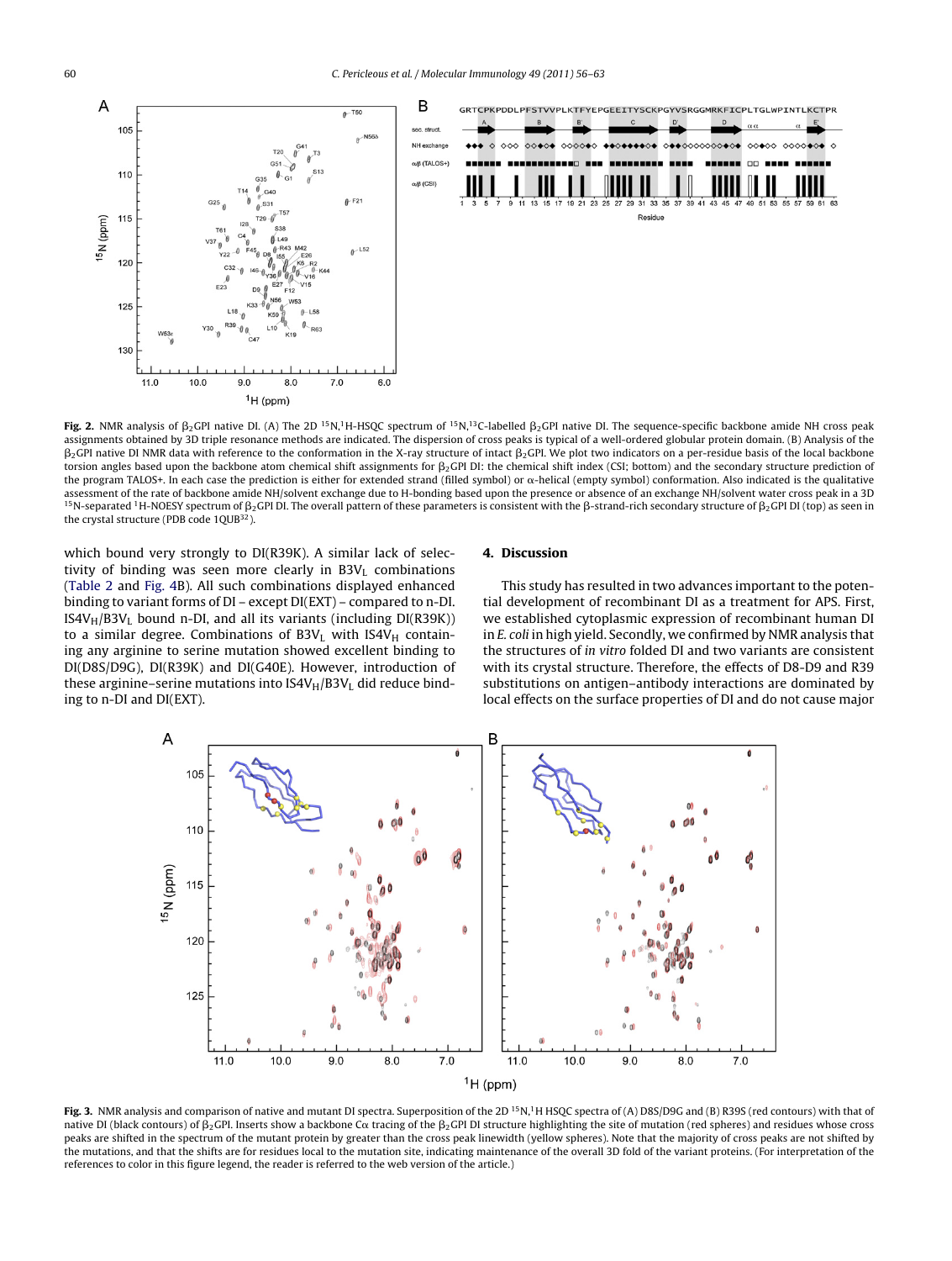**Fig. 2.** NMR analysis of $\beta_2$GPI native DI. (A) The 2D $^{15}$N,$^{1}$H-HSQC spectrum of $^{15}$N,$^{13}$C-labelled $\beta_2$GPI native DI. The sequence-specific backbone amide NH cross peak assignments obtained by 3D triple resonance methods are indicated. The dispersion of cross peaks is typical of a well-ordered globular protein domain. (B) Analysis of the $\beta_2$GPI native DI NMR data with reference to the conformation in the X-ray structure of intact $\beta_2$GPI. We plot two indicators on a per-residue basis of the local backbone torsion angles based upon the backbone atom chemical shift assignments for $\beta_2$GPI DI: the chemical shift index (CSI; bottom) and the secondary structure prediction of the program TALOS+. In each case the prediction is either for extended strand (filled symbol) or α-helical (empty symbol) conformation. Also indicated is the qualitative assessment of the rate of backbone amide NH/solvent exchange due to H-bonding based upon the presence or absence of an exchange NH/solvent water cross peak in a 3D $^{15}$N-separated $^{1}$H-NOESY spectrum of $\beta_2$GPI DI. The overall pattern of these parameters is consistent with the β-strand-rich secondary structure of $\beta_2$GPI DI (top) as seen in the crystal structure (PDB code 1QUB[32]).

which bound very strongly to DI(R39K). A similar lack of selectivity of binding was seen more clearly in B3V$_L$ combinations (Table 2 and Fig. 4B). All such combinations displayed enhanced binding to variant forms of DI – except DI(EXT) – compared to n-DI. IS4V$_H$/B3V$_L$ bound n-DI, and all its variants (including DI(R39K)) to a similar degree. Combinations of B3V$_L$ with IS4V$_H$ containing any arginine to serine mutation showed excellent binding to DI(D8S/D9G), DI(R39K) and DI(G40E). However, introduction of these arginine–serine mutations into IS4V$_H$/B3V$_L$ did reduce binding to n-DI and DI(EXT).

## 4. Discussion

This study has resulted in two advances important to the potential development of recombinant DI as a treatment for APS. First, we established cytoplasmic expression of recombinant human DI in *E. coli* in high yield. Secondly, we confirmed by NMR analysis that the structures of *in vitro* folded DI and two variants are consistent with its crystal structure. Therefore, the effects of D8-D9 and R39 substitutions on antigen–antibody interactions are dominated by local effects on the surface properties of DI and do not cause major

**Fig. 3.** NMR analysis and comparison of native and mutant DI spectra. Superposition of the 2D $^{15}$N,$^{1}$H HSQC spectra of (A) D8S/D9G and (B) R39S (red contours) with that of native DI (black contours) of $\beta_2$GPI. Inserts show a backbone Cα tracing of the $\beta_2$GPI DI structure highlighting the site of mutation (red spheres) and residues whose cross peaks are shifted in the spectrum of the mutant protein by greater than the cross peak linewidth (yellow spheres). Note that the majority of cross peaks are not shifted by the mutations, and that the shifts are for residues local to the mutation site, indicating maintenance of the overall 3D fold of the variant proteins. (For interpretation of the references to color in this figure legend, the reader is referred to the web version of the article.)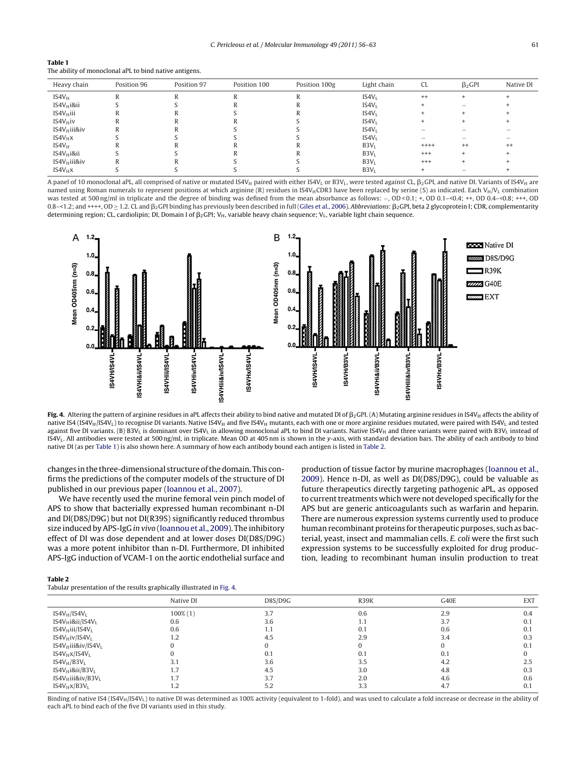**Table 1**
The ability of monoclonal aPL to bind native antigens.

| Heavy chain | Position 96 | Position 97 | Position 100 | Position 100g | Light chain | CL | $\beta_2$GPI | Native DI |
|---|---|---|---|---|---|---|---|---|
| IS4$V_H$ | R | R | R | R | IS4$V_L$ | ++ | + | + |
| IS4$V_H$i&ii | S | S | R | R | IS4$V_L$ | + | – | + |
| IS4$V_H$iii | R | R | S | R | IS4$V_L$ | + | + | + |
| IS4$V_H$iv | R | R | R | S | IS4$V_L$ | + | + | + |
| IS4$V_H$iii&iv | R | R | S | S | IS4$V_L$ | – | – | – |
| IS4$V_H$x | S | S | S | S | IS4$V_L$ | – | – | – |
| IS4$V_H$ | R | R | R | R | B3$V_L$ | ++++ | ++ | ++ |
| IS4$V_H$i&ii | S | S | R | R | B3$V_L$ | +++ | + | + |
| IS4$V_H$iii&iv | R | R | S | S | B3$V_L$ | +++ | + | + |
| IS4$V_H$x | S | S | S | S | B3$V_L$ | + | – | + |

A panel of 10 monoclonal aPL, all comprised of native or mutated IS4$V_H$ paired with either IS4$V_L$ or B3$V_L$, were tested against CL, $\beta_2$GPI, and native DI. Variants of IS4$V_H$ are named using Roman numerals to represent positions at which arginine (R) residues in IS4$V_H$CDR3 have been replaced by serine (S) as indicated. Each $V_H$/$V_L$ combination was tested at 500 ng/ml in triplicate and the degree of binding was defined from the mean absorbance as follows: –, OD < 0.1; +, OD 0.1–<0.4; ++, OD 0.4–<0.8; +++, OD 0.8–<1.2; and ++++, OD ≥ 1.2. CL and $\beta_2$GPI binding has previously been described in full (Giles et al., 2006). *Abbreviations*: $\beta_2$GPI, beta 2 glycoprotein I; CDR, complementarity determining region; CL, cardiolipin; DI, Domain I of $\beta_2$GPI; $V_H$, variable heavy chain sequence; $V_L$, variable light chain sequence.

**Fig. 4.** Altering the pattern of arginine residues in aPL affects their ability to bind native and mutated DI of $\beta_2$GPI. (A) Mutating arginine residues in IS4$V_H$ affects the ability of native IS4 (IS4$V_H$/IS4$V_L$) to recognise DI variants. Native IS4$V_H$ and five IS4$V_H$ mutants, each with one or more arginine residues mutated, were paired with IS4$V_L$ and tested against five DI variants. (B) B3$V_L$ is dominant over IS4$V_L$ in allowing monoclonal aPL to bind DI variants. Native IS4$V_H$ and three variants were paired with B3$V_L$ instead of IS4$V_L$. All antibodies were tested at 500 ng/ml, in triplicate. Mean OD at 405 nm is shown in the y-axis, with standard deviation bars. The ability of each antibody to bind native DI (as per Table 1) is also shown here. A summary of how each antibody bound each antigen is listed in Table 2.

changes in the three-dimensional structure of the domain. This confirms the predictions of the computer models of the structure of DI published in our previous paper (Ioannou et al., 2007).

We have recently used the murine femoral vein pinch model of APS to show that bacterially expressed human recombinant n-DI and DI(D8S/D9G) but not DI(R39S) significantly reduced thrombus size induced by APS-IgG *in vivo* (Ioannou et al., 2009). The inhibitory effect of DI was dose dependent and at lower doses DI(D8S/D9G) was a more potent inhibitor than n-DI. Furthermore, DI inhibited APS-IgG induction of VCAM-1 on the aortic endothelial surface and production of tissue factor by murine macrophages (Ioannou et al., 2009). Hence n-DI, as well as DI(D8S/D9G), could be valuable as future therapeutics directly targeting pathogenic aPL, as opposed to current treatments which were not developed specifically for the APS but are generic anticoagulants such as warfarin and heparin. There are numerous expression systems currently used to produce human recombinant proteins for therapeutic purposes, such as bacterial, yeast, insect and mammalian cells. *E. coli* were the first such expression systems to be successfully exploited for drug production, leading to recombinant human insulin production to treat

**Table 2**
Tabular presentation of the results graphically illustrated in Fig. 4.

| | Native DI | D8S/D9G | R39K | G40E | EXT |
|---|---|---|---|---|---|
| IS4$V_H$/IS4$V_L$ | 100% (1) | 3.7 | 0.6 | 2.9 | 0.4 |
| IS4$V_H$i&ii/IS4$V_L$ | 0.6 | 3.6 | 1.1 | 3.7 | 0.1 |
| IS4$V_H$iii/IS4$V_L$ | 0.6 | 1.1 | 0.1 | 0.6 | 0.1 |
| IS4$V_H$iv/IS4$V_L$ | 1.2 | 4.5 | 2.9 | 3.4 | 0.3 |
| IS4$V_H$iii&iv/IS4$V_L$ | 0 | 0 | 0 | 0 | 0.1 |
| IS4$V_H$x/IS4$V_L$ | 0 | 0.1 | 0.1 | 0.1 | 0 |
| IS4$V_H$/B3$V_L$ | 3.1 | 3.6 | 3.5 | 4.2 | 2.5 |
| IS4$V_H$i&ii/B3$V_L$ | 1.7 | 4.5 | 3.0 | 4.8 | 0.3 |
| IS4$V_H$iii&iv/B3$V_L$ | 1.7 | 3.7 | 2.0 | 4.6 | 0.6 |
| IS4$V_H$x/B3$V_L$ | 1.2 | 5.2 | 3.3 | 4.7 | 0.1 |

Binding of native IS4 (IS4$V_H$/IS4$V_L$) to native DI was determined as 100% activity (equivalent to 1-fold), and was used to calculate a fold increase or decrease in the ability of each aPL to bind each of the five DI variants used in this study.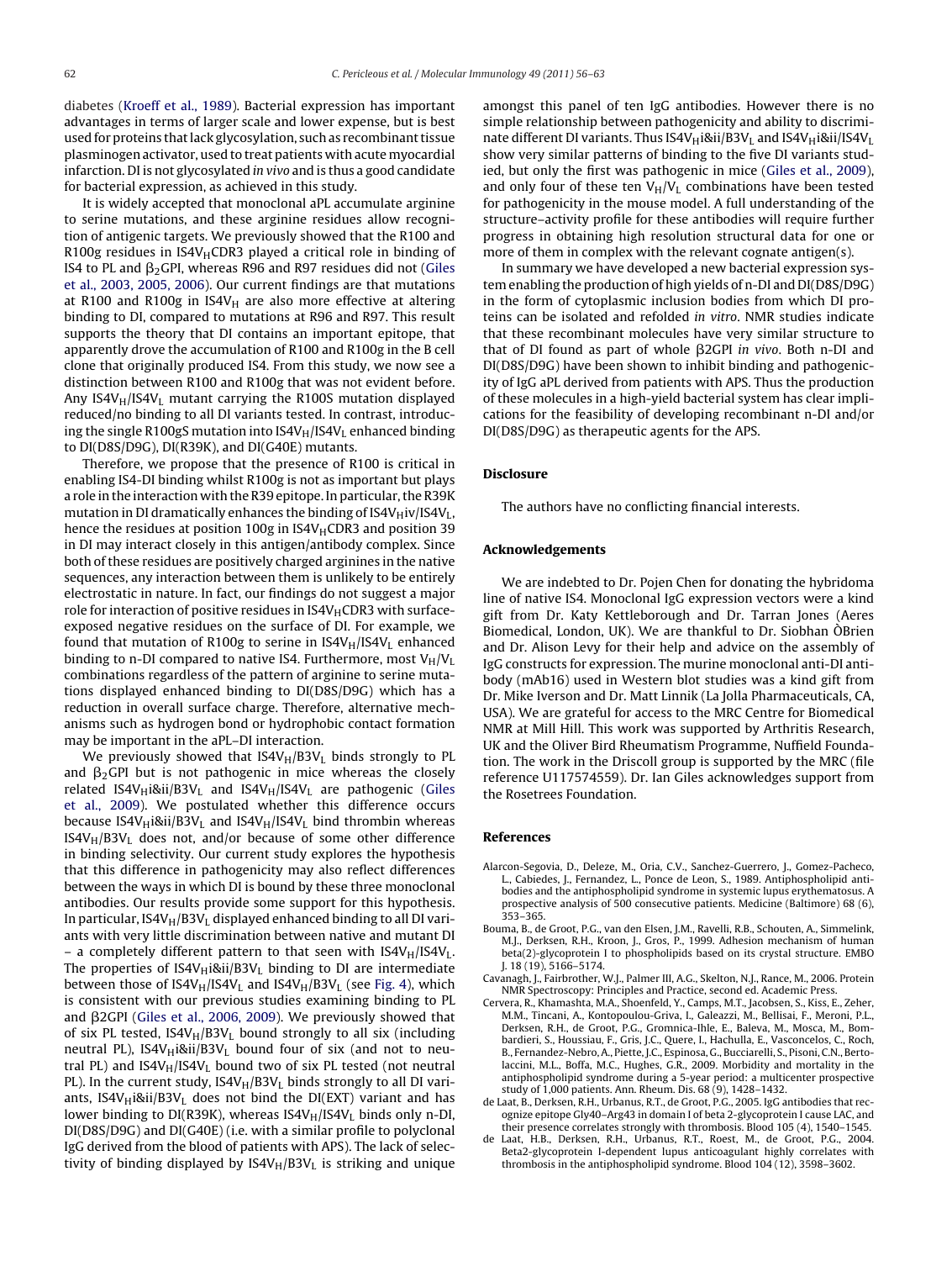diabetes (Kroeff et al., 1989). Bacterial expression has important advantages in terms of larger scale and lower expense, but is best used for proteins that lack glycosylation, such as recombinant tissue plasminogen activator, used to treat patients with acute myocardial infarction. DI is not glycosylated *in vivo* and is thus a good candidate for bacterial expression, as achieved in this study.

It is widely accepted that monoclonal aPL accumulate arginine to serine mutations, and these arginine residues allow recognition of antigenic targets. We previously showed that the R100 and R100g residues in IS4$V_H$CDR3 played a critical role in binding of IS4 to PL and $\beta_2$GPI, whereas R96 and R97 residues did not (Giles et al., 2003, 2005, 2006). Our current findings are that mutations at R100 and R100g in IS4$V_H$ are also more effective at altering binding to DI, compared to mutations at R96 and R97. This result supports the theory that DI contains an important epitope, that apparently drove the accumulation of R100 and R100g in the B cell clone that originally produced IS4. From this study, we now see a distinction between R100 and R100g that was not evident before. Any IS4$V_H$/IS4$V_L$ mutant carrying the R100S mutation displayed reduced/no binding to all DI variants tested. In contrast, introducing the single R100gS mutation into IS4$V_H$/IS4$V_L$ enhanced binding to DI(D8S/D9G), DI(R39K), and DI(G40E) mutants.

Therefore, we propose that the presence of R100 is critical in enabling IS4-DI binding whilst R100g is not as important but plays a role in the interaction with the R39 epitope. In particular, the R39K mutation in DI dramatically enhances the binding of IS4$V_H$iv/IS4$V_L$, hence the residues at position 100g in IS4$V_H$CDR3 and position 39 in DI may interact closely in this antigen/antibody complex. Since both of these residues are positively charged arginines in the native sequences, any interaction between them is unlikely to be entirely electrostatic in nature. In fact, our findings do not suggest a major role for interaction of positive residues in IS4$V_H$CDR3 with surface-exposed negative residues on the surface of DI. For example, we found that mutation of R100g to serine in IS4$V_H$/IS4$V_L$ enhanced binding to n-DI compared to native IS4. Furthermore, most $V_H$/$V_L$ combinations regardless of the pattern of arginine to serine mutations displayed enhanced binding to DI(D8S/D9G) which has a reduction in overall surface charge. Therefore, alternative mechanisms such as hydrogen bond or hydrophobic contact formation may be important in the aPL–DI interaction.

We previously showed that IS4$V_H$/B3$V_L$ binds strongly to PL and $\beta_2$GPI but is not pathogenic in mice whereas the closely related IS4$V_H$i&ii/B3$V_L$ and IS4$V_H$/IS4$V_L$ are pathogenic (Giles et al., 2009). We postulated whether this difference occurs because IS4$V_H$i&ii/B3$V_L$ and IS4$V_H$/IS4$V_L$ bind thrombin whereas IS4$V_H$/B3$V_L$ does not, and/or because of some other difference in binding selectivity. Our current study explores the hypothesis that this difference in pathogenicity may also reflect differences between the ways in which DI is bound by these three monoclonal antibodies. Our results provide some support for this hypothesis. In particular, IS4$V_H$/B3$V_L$ displayed enhanced binding to all DI variants with very little discrimination between native and mutant DI – a completely different pattern to that seen with IS4$V_H$/IS4$V_L$. The properties of IS4$V_H$i&ii/B3$V_L$ binding to DI are intermediate between those of IS4$V_H$/IS4$V_L$ and IS4$V_H$/B3$V_L$ (see Fig. 4), which is consistent with our previous studies examining binding to PL and $\beta$2GPI (Giles et al., 2006, 2009). We previously showed that of six PL tested, IS4$V_H$/B3$V_L$ bound strongly to all six (including neutral PL), IS4$V_H$i&ii/B3$V_L$ bound four of six (and not to neutral PL) and IS4$V_H$/IS4$V_L$ bound two of six PL tested (not neutral PL). In the current study, IS4$V_H$/B3$V_L$ binds strongly to all DI variants, IS4$V_H$i&ii/B3$V_L$ does not bind the DI(EXT) variant and has lower binding to DI(R39K), whereas IS4$V_H$/IS4$V_L$ binds only n-DI, DI(D8S/D9G) and DI(G40E) (i.e. with a similar profile to polyclonal IgG derived from the blood of patients with APS). The lack of selectivity of binding displayed by IS4$V_H$/B3$V_L$ is striking and unique amongst this panel of ten IgG antibodies. However there is no simple relationship between pathogenicity and ability to discriminate different DI variants. Thus IS4$V_H$i&ii/B3$V_L$ and IS4$V_H$i&ii/IS4$V_L$ show very similar patterns of binding to the five DI variants studied, but only the first was pathogenic in mice (Giles et al., 2009), and only four of these ten $V_H$/$V_L$ combinations have been tested for pathogenicity in the mouse model. A full understanding of the structure–activity profile for these antibodies will require further progress in obtaining high resolution structural data for one or more of them in complex with the relevant cognate antigen(s).

In summary we have developed a new bacterial expression system enabling the production of high yields of n-DI and DI(D8S/D9G) in the form of cytoplasmic inclusion bodies from which DI proteins can be isolated and refolded *in vitro*. NMR studies indicate that these recombinant molecules have very similar structure to that of DI found as part of whole $\beta$2GPI *in vivo*. Both n-DI and DI(D8S/D9G) have been shown to inhibit binding and pathogenicity of IgG aPL derived from patients with APS. Thus the production of these molecules in a high-yield bacterial system has clear implications for the feasibility of developing recombinant n-DI and/or DI(D8S/D9G) as therapeutic agents for the APS.

## Disclosure

The authors have no conflicting financial interests.

## Acknowledgements

We are indebted to Dr. Pojen Chen for donating the hybridoma line of native IS4. Monoclonal IgG expression vectors were a kind gift from Dr. Katy Kettleborough and Dr. Tarran Jones (Aeres Biomedical, London, UK). We are thankful to Dr. Siobhan ÒBrien and Dr. Alison Levy for their help and advice on the assembly of IgG constructs for expression. The murine monoclonal anti-DI antibody (mAb16) used in Western blot studies was a kind gift from Dr. Mike Iverson and Dr. Matt Linnik (La Jolla Pharmaceuticals, CA, USA). We are grateful for access to the MRC Centre for Biomedical NMR at Mill Hill. This work was supported by Arthritis Research, UK and the Oliver Bird Rheumatism Programme, Nuffield Foundation. The work in the Driscoll group is supported by the MRC (file reference U117574559). Dr. Ian Giles acknowledges support from the Rosetrees Foundation.

## References

Alarcon-Segovia, D., Deleze, M., Oria, C.V., Sanchez-Guerrero, J., Gomez-Pacheco, L., Cabiedes, J., Fernandez, L., Ponce de Leon, S., 1989. Antiphospholipid antibodies and the antiphospholipid syndrome in systemic lupus erythematosus. A prospective analysis of 500 consecutive patients. Medicine (Baltimore) 68 (6), 353–365.

Bouma, B., de Groot, P.G., van den Elsen, J.M., Ravelli, R.B., Schouten, A., Simmelink, M.J., Derksen, R.H., Kroon, J., Gros, P., 1999. Adhesion mechanism of human beta(2)-glycoprotein I to phospholipids based on its crystal structure. EMBO J. 18 (19), 5166–5174.

Cavanagh, J., Fairbrother, W.J., Palmer III, A.G., Skelton, N.J., Rance, M., 2006. Protein NMR Spectroscopy: Principles and Practice, second ed. Academic Press.

Cervera, R., Khamashta, M.A., Shoenfeld, Y., Camps, M.T., Jacobsen, S., Kiss, E., Zeher, M.M., Tincani, A., Kontopoulou-Griva, I., Galeazzi, M., Bellisai, F., Meroni, P.L., Derksen, R.H., de Groot, P.G., Gromnica-Ihle, E., Baleva, M., Mosca, M., Bombardieri, S., Houssiau, F., Gris, J.C., Quere, I., Hachulla, E., Vasconcelos, C., Roch, B., Fernandez-Nebro, A., Piette, J.C., Espinosa, G., Bucciarelli, S., Pisoni, C.N., Bertolaccini, M.L., Boffa, M.C., Hughes, G.R., 2009. Morbidity and mortality in the antiphospholipid syndrome during a 5-year period: a multicenter prospective study of 1,000 patients. Ann. Rheum. Dis. 68 (9), 1428–1432.

de Laat, B., Derksen, R.H., Urbanus, R.T., de Groot, P.G., 2005. IgG antibodies that recognize epitope Gly40–Arg43 in domain I of beta 2-glycoprotein I cause LAC, and their presence correlates strongly with thrombosis. Blood 105 (4), 1540–1545.

de Laat, H.B., Derksen, R.H., Urbanus, R.T., Roest, M., de Groot, P.G., 2004. Beta2-glycoprotein I-dependent lupus anticoagulant highly correlates with thrombosis in the antiphospholipid syndrome. Blood 104 (12), 3598–3602.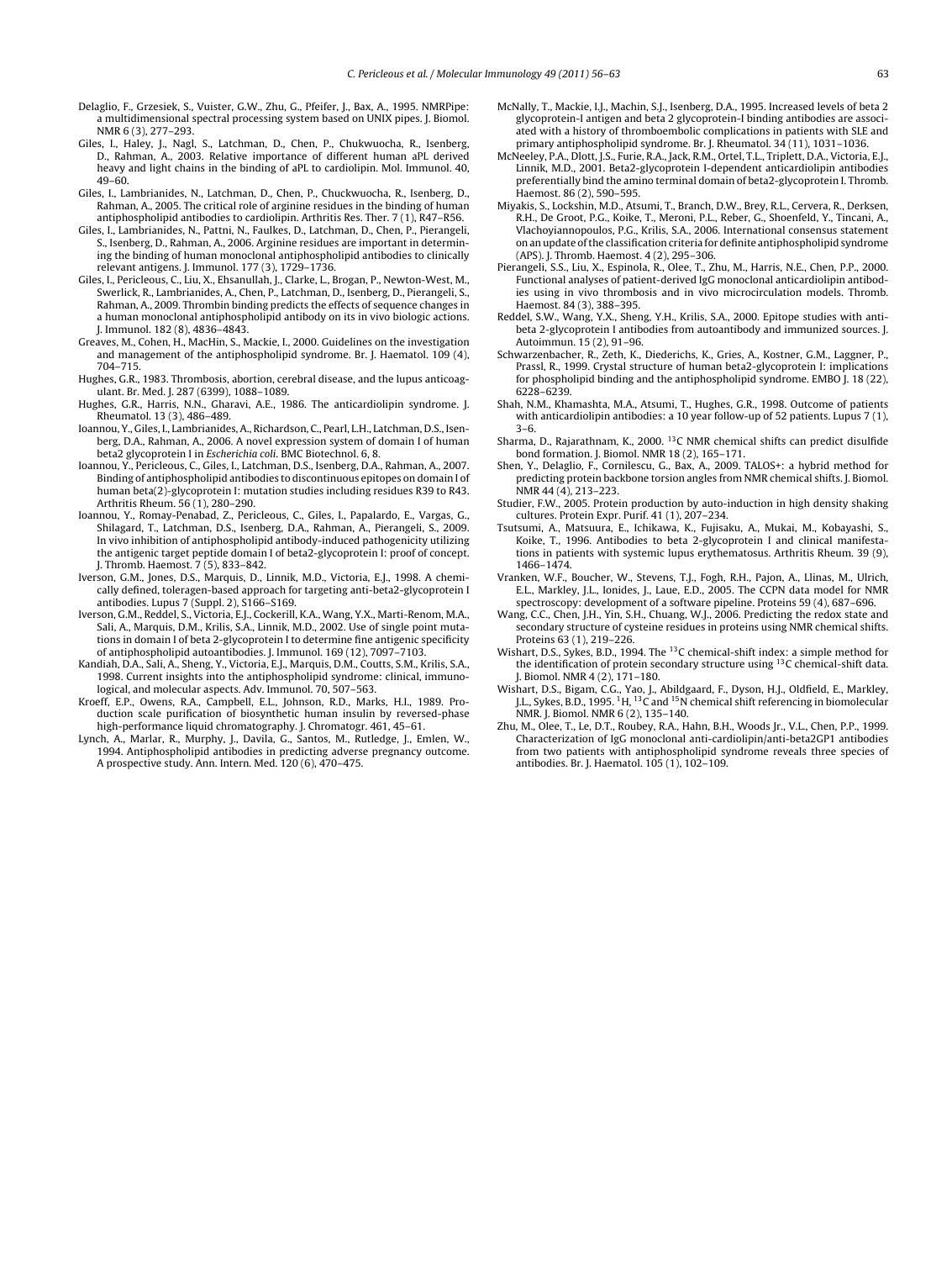Delaglio, F., Grzesiek, S., Vuister, G.W., Zhu, G., Pfeifer, J., Bax, A., 1995. NMRPipe: a multidimensional spectral processing system based on UNIX pipes. J. Biomol. NMR 6 (3), 277–293.

Giles, I., Haley, J., Nagl, S., Latchman, D., Chen, P., Chukwuocha, R., Isenberg, D., Rahman, A., 2003. Relative importance of different human aPL derived heavy and light chains in the binding of aPL to cardiolipin. Mol. Immunol. 40, 49–60.

Giles, I., Lambrianides, N., Latchman, D., Chen, P., Chuckwuocha, R., Isenberg, D., Rahman, A., 2005. The critical role of arginine residues in the binding of human antiphospholipid antibodies to cardiolipin. Arthritis Res. Ther. 7 (1), R47–R56.

Giles, I., Lambrianides, N., Pattni, N., Faulkes, D., Latchman, D., Chen, P., Pierangeli, S., Isenberg, D., Rahman, A., 2006. Arginine residues are important in determining the binding of human monoclonal antiphospholipid antibodies to clinically relevant antigens. J. Immunol. 177 (3), 1729–1736.

Giles, I., Pericleous, C., Liu, X., Ehsanullah, J., Clarke, L., Brogan, P., Newton-West, M., Swerlick, R., Lambrianides, A., Chen, P., Latchman, D., Isenberg, D., Pierangeli, S., Rahman, A., 2009. Thrombin binding predicts the effects of sequence changes in a human monoclonal antiphospholipid antibody on its in vivo biologic actions. J. Immunol. 182 (8), 4836–4843.

Greaves, M., Cohen, H., MacHin, S., Mackie, I., 2000. Guidelines on the investigation and management of the antiphospholipid syndrome. Br. J. Haematol. 109 (4), 704–715.

Hughes, G.R., 1983. Thrombosis, abortion, cerebral disease, and the lupus anticoagulant. Br. Med. J. 287 (6399), 1088–1089.

Hughes, G.R., Harris, N.N., Gharavi, A.E., 1986. The anticardiolipin syndrome. J. Rheumatol. 13 (3), 486–489.

Ioannou, Y., Giles, I., Lambrianides, A., Richardson, C., Pearl, L.H., Latchman, D.S., Isenberg, D.A., Rahman, A., 2006. A novel expression system of domain I of human beta2 glycoprotein I in *Escherichia coli*. BMC Biotechnol. 6, 8.

Ioannou, Y., Pericleous, C., Giles, I., Latchman, D.S., Isenberg, D.A., Rahman, A., 2007. Binding of antiphospholipid antibodies to discontinuous epitopes on domain I of human beta(2)-glycoprotein I: mutation studies including residues R39 to R43. Arthritis Rheum. 56 (1), 280–290.

Ioannou, Y., Romay-Penabad, Z., Pericleous, C., Giles, I., Papalardo, E., Vargas, G., Shilagard, T., Latchman, D.S., Isenberg, D.A., Rahman, A., Pierangeli, S., 2009. In vivo inhibition of antiphospholipid antibody-induced pathogenicity utilizing the antigenic target peptide domain I of beta2-glycoprotein I: proof of concept. J. Thromb. Haemost. 7 (5), 833–842.

Iverson, G.M., Jones, D.S., Marquis, D., Linnik, M.D., Victoria, E.J., 1998. A chemically defined, toleragen-based approach for targeting anti-beta2-glycoprotein I antibodies. Lupus 7 (Suppl. 2), S166–S169.

Iverson, G.M., Reddel, S., Victoria, E.J., Cockerill, K.A., Wang, Y.X., Marti-Renom, M.A., Sali, A., Marquis, D.M., Krilis, S.A., Linnik, M.D., 2002. Use of single point mutations in domain I of beta 2-glycoprotein I to determine fine antigenic specificity of antiphospholipid autoantibodies. J. Immunol. 169 (12), 7097–7103.

Kandiah, D.A., Sali, A., Sheng, Y., Victoria, E.J., Marquis, D.M., Coutts, S.M., Krilis, S.A., 1998. Current insights into the antiphospholipid syndrome: clinical, immunological, and molecular aspects. Adv. Immunol. 70, 507–563.

Kroeff, E.P., Owens, R.A., Campbell, E.L., Johnson, R.D., Marks, H.I., 1989. Production scale purification of biosynthetic human insulin by reversed-phase high-performance liquid chromatography. J. Chromatogr. 461, 45–61.

Lynch, A., Marlar, R., Murphy, J., Davila, G., Santos, M., Rutledge, J., Emlen, W., 1994. Antiphospholipid antibodies in predicting adverse pregnancy outcome. A prospective study. Ann. Intern. Med. 120 (6), 470–475.

McNally, T., Mackie, I.J., Machin, S.J., Isenberg, D.A., 1995. Increased levels of beta 2 glycoprotein-I antigen and beta 2 glycoprotein-I binding antibodies are associated with a history of thromboembolic complications in patients with SLE and primary antiphospholipid syndrome. Br. J. Rheumatol. 34 (11), 1031–1036.

McNeeley, P.A., Dlott, J.S., Furie, R.A., Jack, R.M., Ortel, T.L., Triplett, D.A., Victoria, E.J., Linnik, M.D., 2001. Beta2-glycoprotein I-dependent anticardiolipin antibodies preferentially bind the amino terminal domain of beta2-glycoprotein I. Thromb. Haemost. 86 (2), 590–595.

Miyakis, S., Lockshin, M.D., Atsumi, T., Branch, D.W., Brey, R.L., Cervera, R., Derksen, R.H., De Groot, P.G., Koike, T., Meroni, P.L., Reber, G., Shoenfeld, Y., Tincani, A., Vlachoyiannopoulos, P.G., Krilis, S.A., 2006. International consensus statement on an update of the classification criteria for definite antiphospholipid syndrome (APS). J. Thromb. Haemost. 4 (2), 295–306.

Pierangeli, S.S., Liu, X., Espinola, R., Olee, T., Zhu, M., Harris, N.E., Chen, P.P., 2000. Functional analyses of patient-derived IgG monoclonal anticardiolipin antibodies using in vivo thrombosis and in vivo microcirculation models. Thromb. Haemost. 84 (3), 388–395.

Reddel, S.W., Wang, Y.X., Sheng, Y.H., Krilis, S.A., 2000. Epitope studies with anti-beta 2-glycoprotein I antibodies from autoantibody and immunized sources. J. Autoimmun. 15 (2), 91–96.

Schwarzenbacher, R., Zeth, K., Diederichs, K., Gries, A., Kostner, G.M., Laggner, P., Prassl, R., 1999. Crystal structure of human beta2-glycoprotein I: implications for phospholipid binding and the antiphospholipid syndrome. EMBO J. 18 (22), 6228–6239.

Shah, N.M., Khamashta, M.A., Atsumi, T., Hughes, G.R., 1998. Outcome of patients with anticardiolipin antibodies: a 10 year follow-up of 52 patients. Lupus 7 (1), 3–6.

Sharma, D., Rajarathnam, K., 2000. $^{13}$C NMR chemical shifts can predict disulfide bond formation. J. Biomol. NMR 18 (2), 165–171.

Shen, Y., Delaglio, F., Cornilescu, G., Bax, A., 2009. TALOS+: a hybrid method for predicting protein backbone torsion angles from NMR chemical shifts. J. Biomol. NMR 44 (4), 213–223.

Studier, F.W., 2005. Protein production by auto-induction in high density shaking cultures. Protein Expr. Purif. 41 (1), 207–234.

Tsutsumi, A., Matsuura, E., Ichikawa, K., Fujisaku, A., Mukai, M., Kobayashi, S., Koike, T., 1996. Antibodies to beta 2-glycoprotein I and clinical manifestations in patients with systemic lupus erythematosus. Arthritis Rheum. 39 (9), 1466–1474.

Vranken, W.F., Boucher, W., Stevens, T.J., Fogh, R.H., Pajon, A., Llinas, M., Ulrich, E.L., Markley, J.L., Ionides, J., Laue, E.D., 2005. The CCPN data model for NMR spectroscopy: development of a software pipeline. Proteins 59 (4), 687–696.

Wang, C.C., Chen, J.H., Yin, S.H., Chuang, W.J., 2006. Predicting the redox state and secondary structure of cysteine residues in proteins using NMR chemical shifts. Proteins 63 (1), 219–226.

Wishart, D.S., Sykes, B.D., 1994. The $^{13}$C chemical-shift index: a simple method for the identification of protein secondary structure using $^{13}$C chemical-shift data. J. Biomol. NMR 4 (2), 171–180.

Wishart, D.S., Bigam, C.G., Yao, J., Abildgaard, F., Dyson, H.J., Oldfield, E., Markley, J.L., Sykes, B.D., 1995. $^{1}$H, $^{13}$C and $^{15}$N chemical shift referencing in biomolecular NMR. J. Biomol. NMR 6 (2), 135–140.

Zhu, M., Olee, T., Le, D.T., Roubey, R.A., Hahn, B.H., Woods Jr., V.L., Chen, P.P., 1999. Characterization of IgG monoclonal anti-cardiolipin/anti-beta2GP1 antibodies from two patients with antiphospholipid syndrome reveals three species of antibodies. Br. J. Haematol. 105 (1), 102–109.